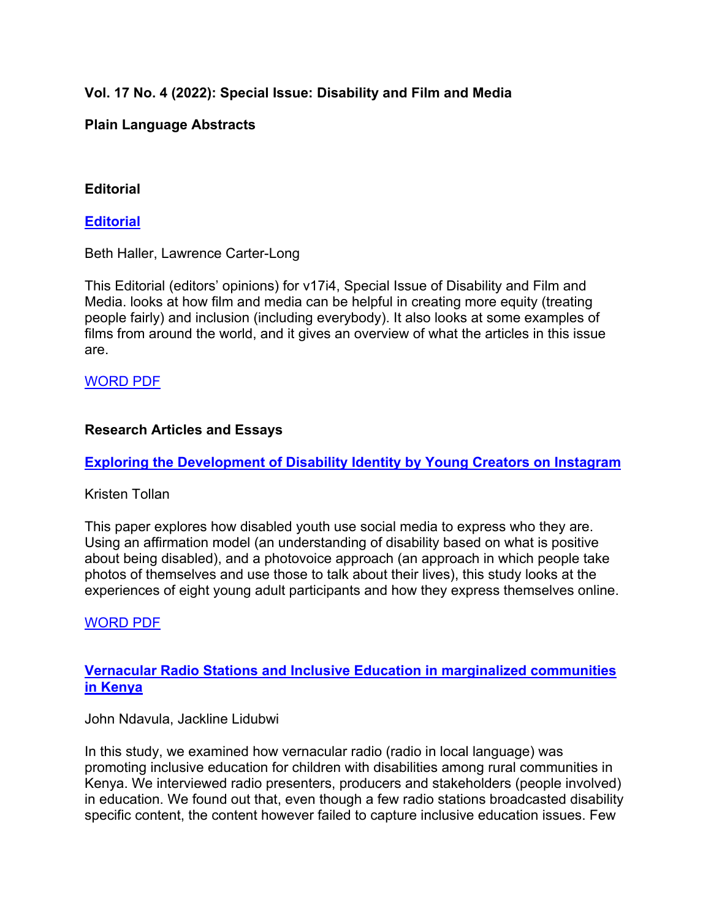**Vol. 17 No. 4 (2022): Special Issue: Disability and Film and Media**

**Plain Language Abstracts**

## Editorial

### [Editorial]

Beth Haller, Lawrence Carter-Long

This Editorial (editors' opinions) for v17i4, Special Issue of Disability and Film and Media. looks at how film and media can be helpful in creating more equity (treating people fairly) and inclusion (including everybody). It also looks at some examples of films from around the world, and it gives an overview of what the articles in this issue are.

WORD PDF

## Research Articles and Essays

### [Exploring the Development of Disability Identity by Young Creators on Instagram]

Kristen Tollan

This paper explores how disabled youth use social media to express who they are. Using an affirmation model (an understanding of disability based on what is positive about being disabled), and a photovoice approach (an approach in which people take photos of themselves and use those to talk about their lives), this study looks at the experiences of eight young adult participants and how they express themselves online.

WORD PDF

### [Vernacular Radio Stations and Inclusive Education in marginalized communities in Kenya]

John Ndavula, Jackline Lidubwi

In this study, we examined how vernacular radio (radio in local language) was promoting inclusive education for children with disabilities among rural communities in Kenya. We interviewed radio presenters, producers and stakeholders (people involved) in education. We found out that, even though a few radio stations broadcasted disability specific content, the content however failed to capture inclusive education issues. Few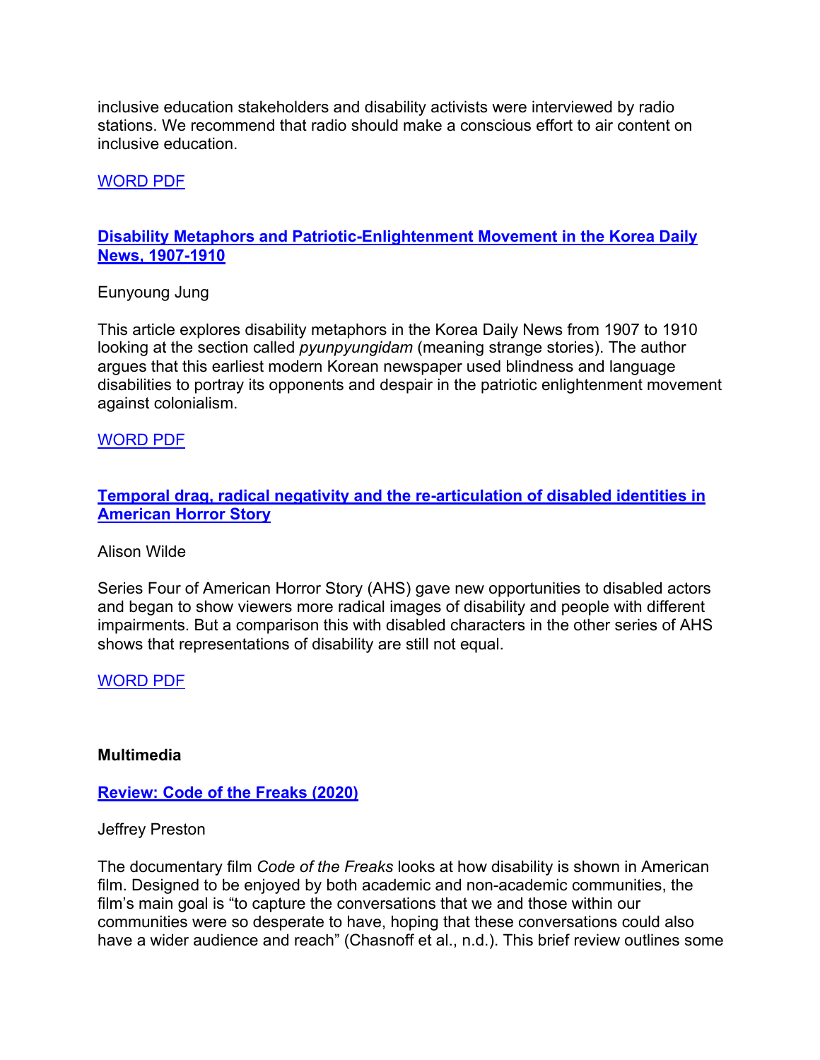inclusive education stakeholders and disability activists were interviewed by radio stations. We recommend that radio should make a conscious effort to air content on inclusive education.

WORD PDF

### Disability Metaphors and Patriotic-Enlightenment Movement in the Korea Daily News, 1907-1910

Eunyoung Jung

This article explores disability metaphors in the Korea Daily News from 1907 to 1910 looking at the section called *pyunpyungidam* (meaning strange stories). The author argues that this earliest modern Korean newspaper used blindness and language disabilities to portray its opponents and despair in the patriotic enlightenment movement against colonialism.

WORD PDF

### Temporal drag, radical negativity and the re-articulation of disabled identities in American Horror Story

Alison Wilde

Series Four of American Horror Story (AHS) gave new opportunities to disabled actors and began to show viewers more radical images of disability and people with different impairments. But a comparison this with disabled characters in the other series of AHS shows that representations of disability are still not equal.

WORD PDF

## Multimedia

### Review: Code of the Freaks (2020)

Jeffrey Preston

The documentary film *Code of the Freaks* looks at how disability is shown in American film. Designed to be enjoyed by both academic and non-academic communities, the film's main goal is "to capture the conversations that we and those within our communities were so desperate to have, hoping that these conversations could also have a wider audience and reach" (Chasnoff et al., n.d.). This brief review outlines some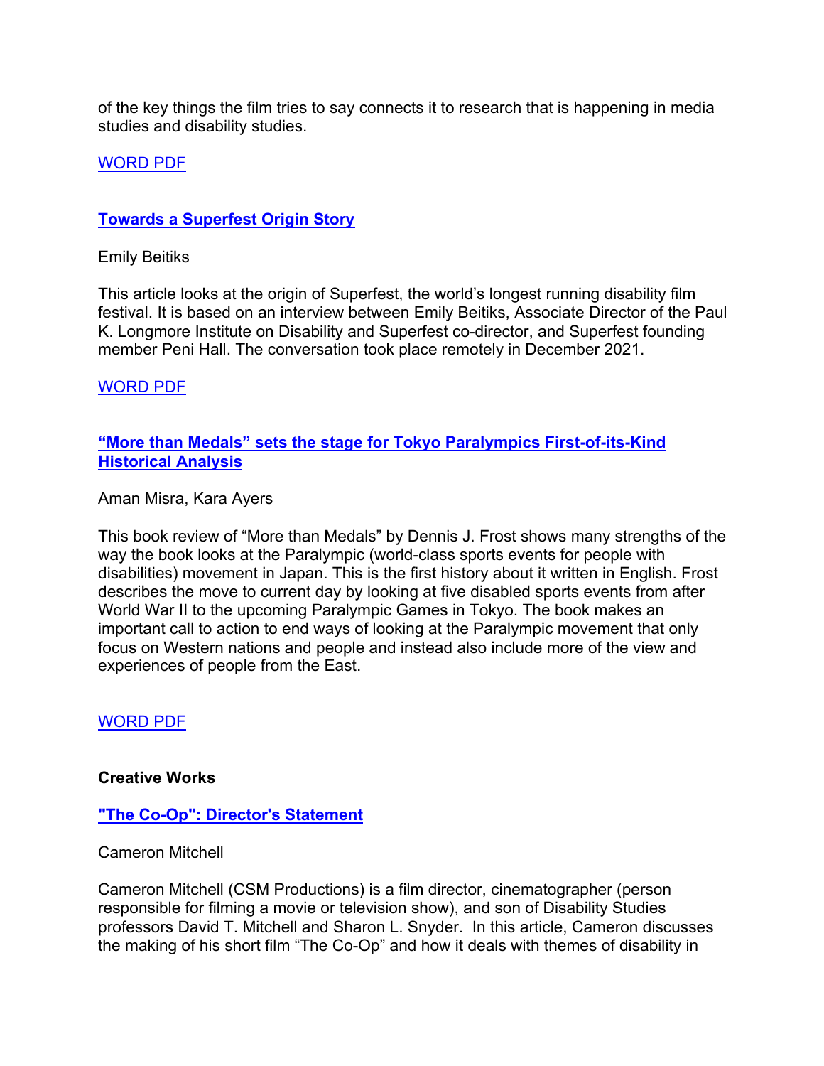of the key things the film tries to say connects it to research that is happening in media studies and disability studies.

WORD PDF

### Towards a Superfest Origin Story

Emily Beitiks

This article looks at the origin of Superfest, the world's longest running disability film festival. It is based on an interview between Emily Beitiks, Associate Director of the Paul K. Longmore Institute on Disability and Superfest co-director, and Superfest founding member Peni Hall. The conversation took place remotely in December 2021.

WORD PDF

### "More than Medals" sets the stage for Tokyo Paralympics First-of-its-Kind Historical Analysis

Aman Misra, Kara Ayers

This book review of "More than Medals" by Dennis J. Frost shows many strengths of the way the book looks at the Paralympic (world-class sports events for people with disabilities) movement in Japan. This is the first history about it written in English. Frost describes the move to current day by looking at five disabled sports events from after World War II to the upcoming Paralympic Games in Tokyo. The book makes an important call to action to end ways of looking at the Paralympic movement that only focus on Western nations and people and instead also include more of the view and experiences of people from the East.

WORD PDF

## Creative Works

### "The Co-Op": Director's Statement

Cameron Mitchell

Cameron Mitchell (CSM Productions) is a film director, cinematographer (person responsible for filming a movie or television show), and son of Disability Studies professors David T. Mitchell and Sharon L. Snyder. In this article, Cameron discusses the making of his short film "The Co-Op" and how it deals with themes of disability in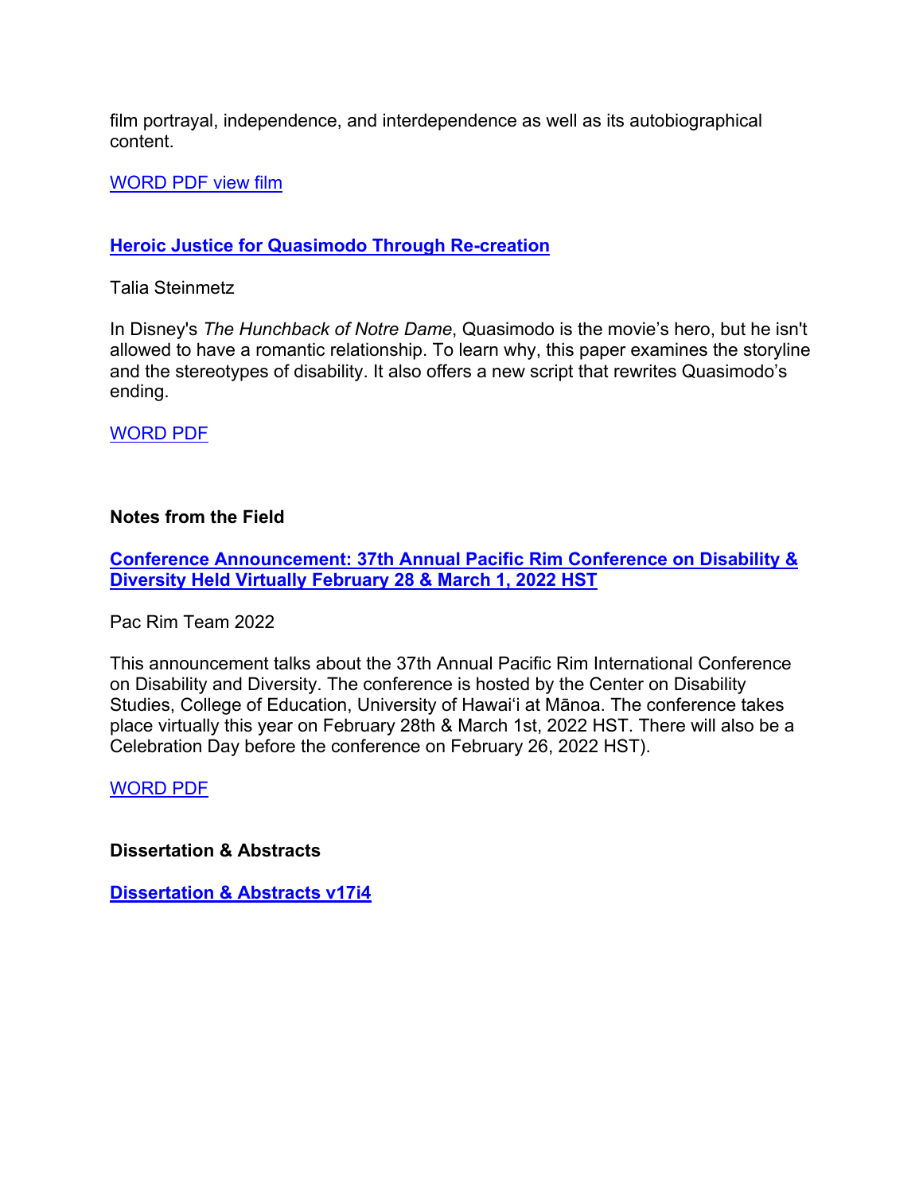film portrayal, independence, and interdependence as well as its autobiographical content.

WORD PDF view film

**Heroic Justice for Quasimodo Through Re-creation**

Talia Steinmetz

In Disney's *The Hunchback of Notre Dame*, Quasimodo is the movie's hero, but he isn't allowed to have a romantic relationship. To learn why, this paper examines the storyline and the stereotypes of disability. It also offers a new script that rewrites Quasimodo's ending.

WORD PDF

**Notes from the Field**

**Conference Announcement: 37th Annual Pacific Rim Conference on Disability & Diversity Held Virtually February 28 & March 1, 2022 HST**

Pac Rim Team 2022

This announcement talks about the 37th Annual Pacific Rim International Conference on Disability and Diversity. The conference is hosted by the Center on Disability Studies, College of Education, University of Hawaiʻi at Mānoa. The conference takes place virtually this year on February 28th & March 1st, 2022 HST. There will also be a Celebration Day before the conference on February 26, 2022 HST).

WORD PDF

**Dissertation & Abstracts**

**Dissertation & Abstracts v17i4**